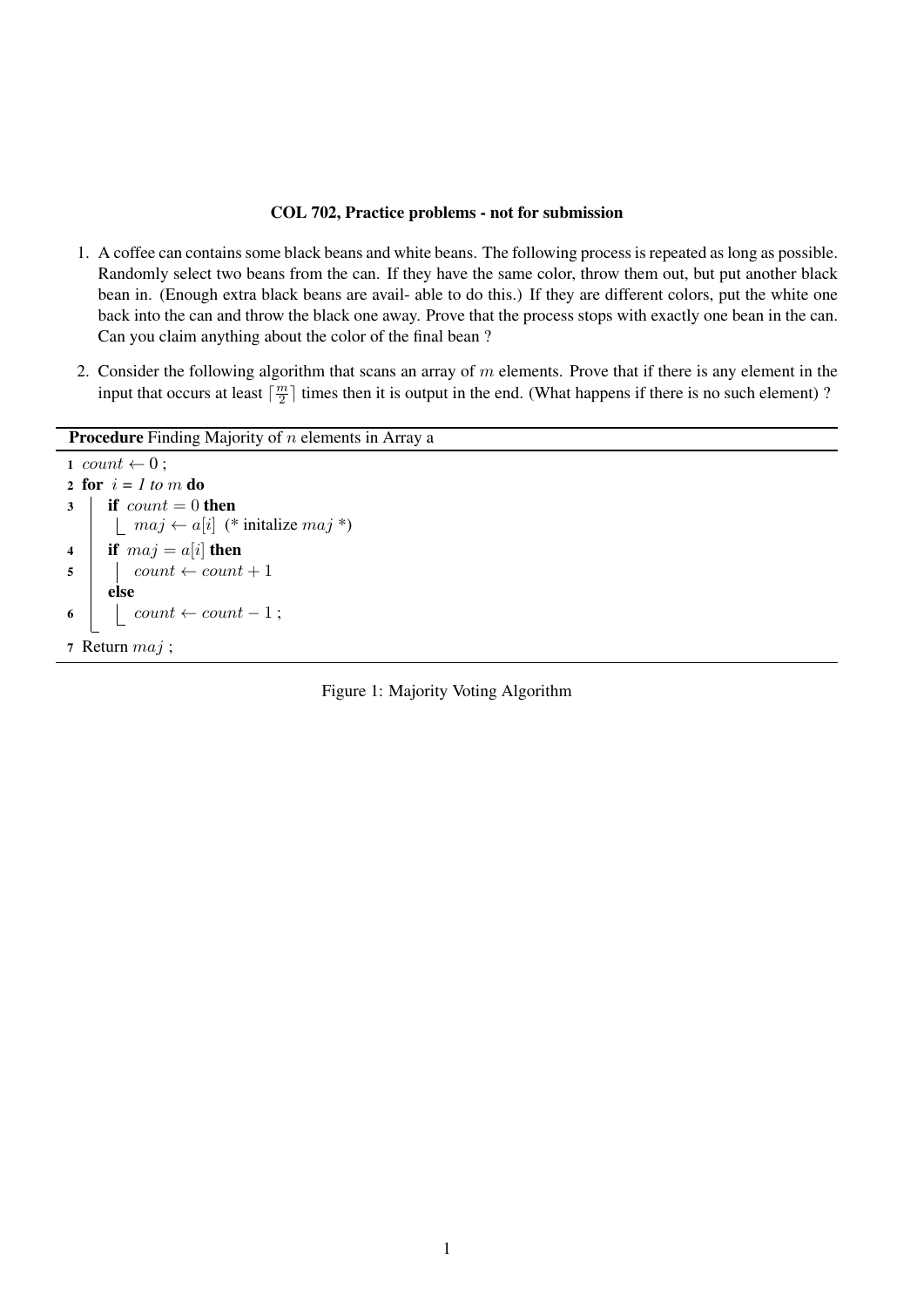**COL 702, Practice problems - not for submission**

1. A coffee can contains some black beans and white beans. The following process is repeated as long as possible. Randomly select two beans from the can. If they have the same color, throw them out, but put another black bean in. (Enough extra black beans are avail- able to do this.) If they are different colors, put the white one back into the can and throw the black one away. Prove that the process stops with exactly one bean in the can. Can you claim anything about the color of the final bean ?

2. Consider the following algorithm that scans an array of $m$ elements. Prove that if there is any element in the input that occurs at least $\lceil \frac{m}{2} \rceil$ times then it is output in the end. (What happens if there is no such element) ?

**Procedure** Finding Majority of $n$ elements in Array a

```
1  count ← 0 ;
2  for i = 1 to m do
3      if count = 0 then
           maj ← a[i]  (* initalize maj *)
4      if maj = a[i] then
5          count ← count + 1
       else
6          count ← count − 1 ;
7  Return maj ;
```

Figure 1: Majority Voting Algorithm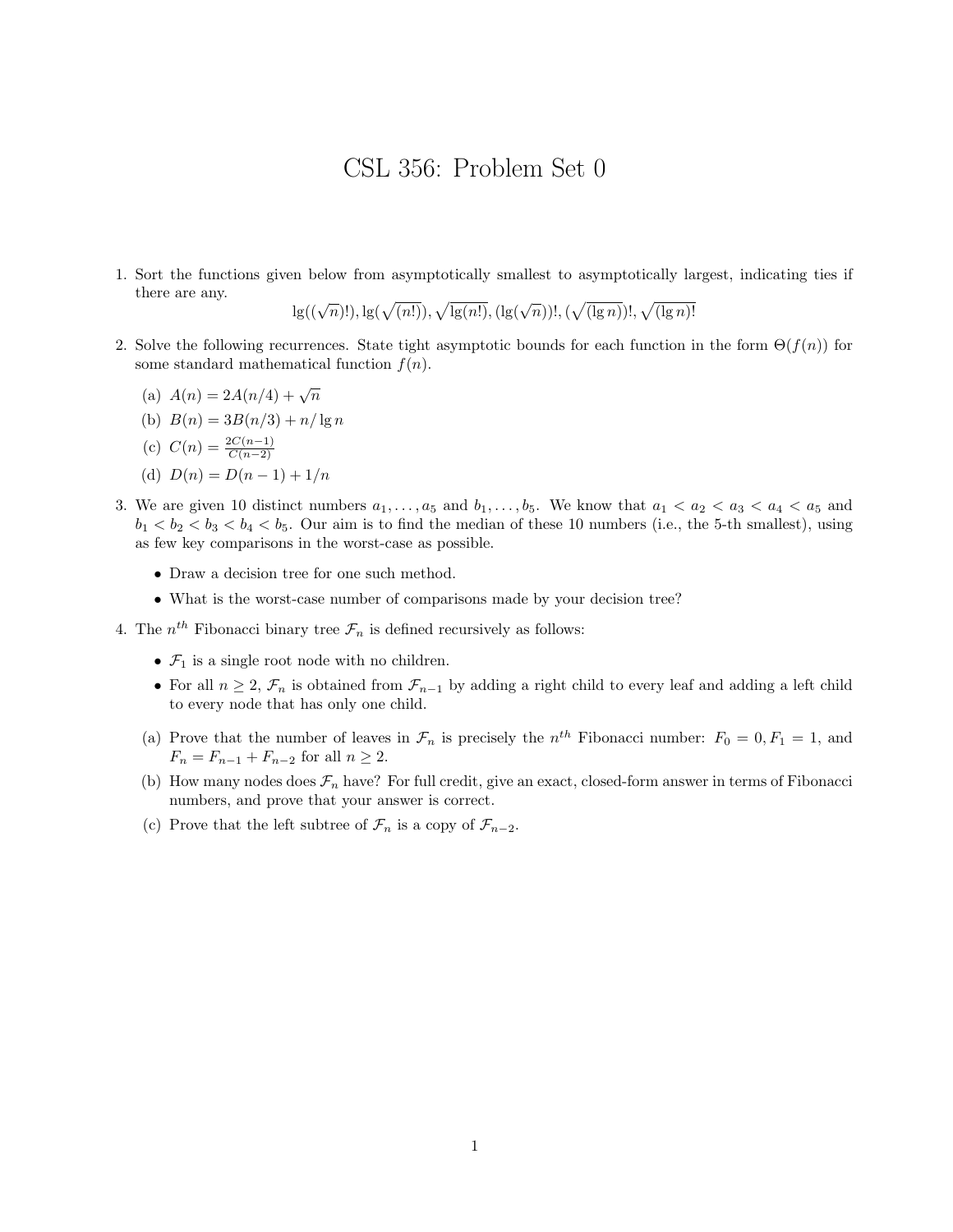# CSL 356: Problem Set 0

1. Sort the functions given below from asymptotically smallest to asymptotically largest, indicating ties if there are any.

$$\lg((\sqrt{n})!), \lg(\sqrt{(n!)}), \sqrt{\lg(n!)}, (\lg(\sqrt{n}))!, (\sqrt{(\lg n)})!, \sqrt{(\lg n)!}$$

2. Solve the following recurrences. State tight asymptotic bounds for each function in the form $\Theta(f(n))$ for some standard mathematical function $f(n)$.

   (a) $A(n) = 2A(n/4) + \sqrt{n}$

   (b) $B(n) = 3B(n/3) + n/\lg n$

   (c) $C(n) = \frac{2C(n-1)}{C(n-2)}$

   (d) $D(n) = D(n-1) + 1/n$

3. We are given 10 distinct numbers $a_1, \ldots, a_5$ and $b_1, \ldots, b_5$. We know that $a_1 < a_2 < a_3 < a_4 < a_5$ and $b_1 < b_2 < b_3 < b_4 < b_5$. Our aim is to find the median of these 10 numbers (i.e., the 5-th smallest), using as few key comparisons in the worst-case as possible.

   - Draw a decision tree for one such method.
   - What is the worst-case number of comparisons made by your decision tree?

4. The $n^{th}$ Fibonacci binary tree $\mathcal{F}_n$ is defined recursively as follows:

   - $\mathcal{F}_1$ is a single root node with no children.
   - For all $n \geq 2$, $\mathcal{F}_n$ is obtained from $\mathcal{F}_{n-1}$ by adding a right child to every leaf and adding a left child to every node that has only one child.

   (a) Prove that the number of leaves in $\mathcal{F}_n$ is precisely the $n^{th}$ Fibonacci number: $F_0 = 0, F_1 = 1$, and $F_n = F_{n-1} + F_{n-2}$ for all $n \geq 2$.

   (b) How many nodes does $\mathcal{F}_n$ have? For full credit, give an exact, closed-form answer in terms of Fibonacci numbers, and prove that your answer is correct.

   (c) Prove that the left subtree of $\mathcal{F}_n$ is a copy of $\mathcal{F}_{n-2}$.